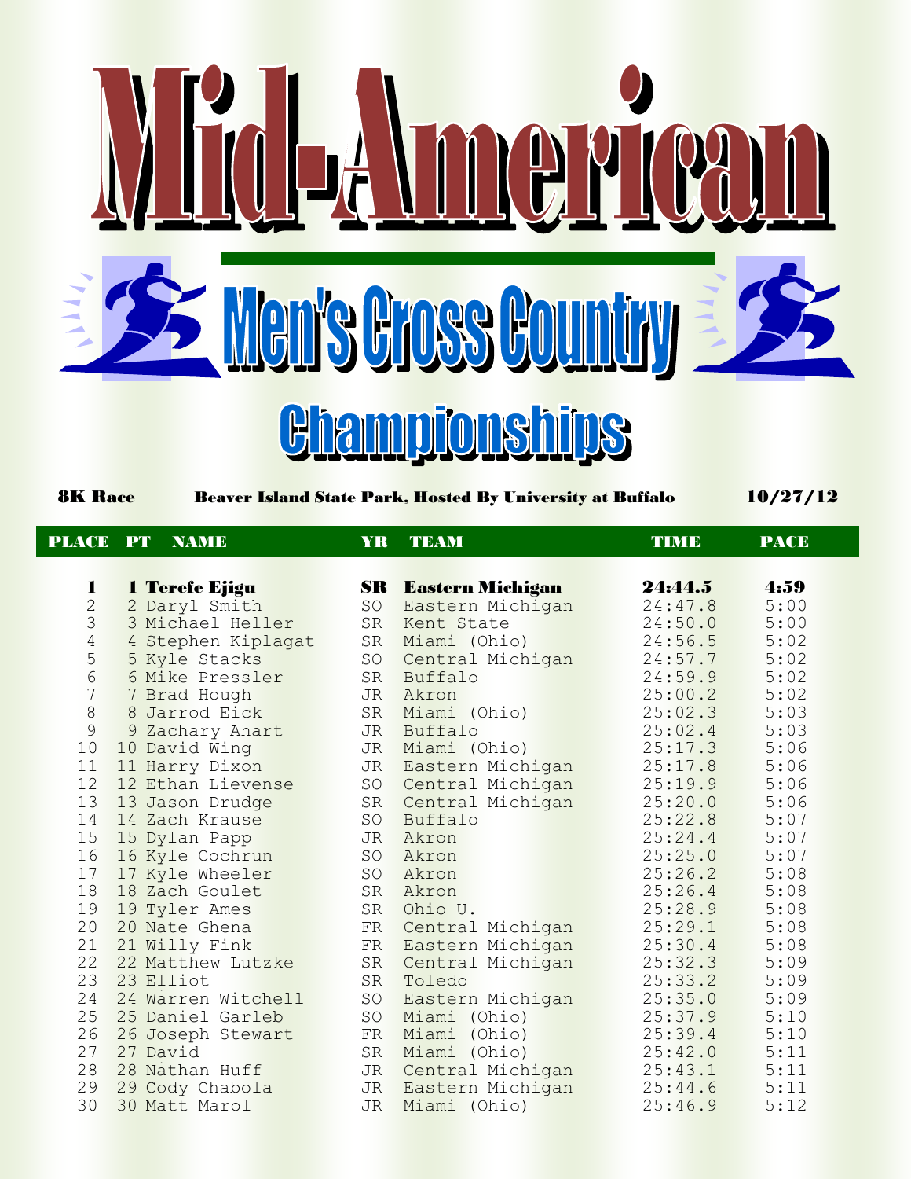# Mid-American

## Men's Cross Country Championships

**8K Race** — **Beaver Island State Park, Hosted By University at Buffalo** — **10/27/12**

| PLACE | PT | NAME | YR | TEAM | TIME | PACE |
|---|---|---|---|---|---|---|
| **1** | **1** | **Terefe Ejigu** | **SR** | **Eastern Michigan** | **24:44.5** | **4:59** |
| 2 | 2 | Daryl Smith | SO | Eastern Michigan | 24:47.8 | 5:00 |
| 3 | 3 | Michael Heller | SR | Kent State | 24:50.0 | 5:00 |
| 4 | 4 | Stephen Kiplagat | SR | Miami (Ohio) | 24:56.5 | 5:02 |
| 5 | 5 | Kyle Stacks | SO | Central Michigan | 24:57.7 | 5:02 |
| 6 | 6 | Mike Pressler | SR | Buffalo | 24:59.9 | 5:02 |
| 7 | 7 | Brad Hough | JR | Akron | 25:00.2 | 5:02 |
| 8 | 8 | Jarrod Eick | SR | Miami (Ohio) | 25:02.3 | 5:03 |
| 9 | 9 | Zachary Ahart | JR | Buffalo | 25:02.4 | 5:03 |
| 10 | 10 | David Wing | JR | Miami (Ohio) | 25:17.3 | 5:06 |
| 11 | 11 | Harry Dixon | JR | Eastern Michigan | 25:17.8 | 5:06 |
| 12 | 12 | Ethan Lievense | SO | Central Michigan | 25:19.9 | 5:06 |
| 13 | 13 | Jason Drudge | SR | Central Michigan | 25:20.0 | 5:06 |
| 14 | 14 | Zach Krause | SO | Buffalo | 25:22.8 | 5:07 |
| 15 | 15 | Dylan Papp | JR | Akron | 25:24.4 | 5:07 |
| 16 | 16 | Kyle Cochrun | SO | Akron | 25:25.0 | 5:07 |
| 17 | 17 | Kyle Wheeler | SO | Akron | 25:26.2 | 5:08 |
| 18 | 18 | Zach Goulet | SR | Akron | 25:26.4 | 5:08 |
| 19 | 19 | Tyler Ames | SR | Ohio U. | 25:28.9 | 5:08 |
| 20 | 20 | Nate Ghena | FR | Central Michigan | 25:29.1 | 5:08 |
| 21 | 21 | Willy Fink | FR | Eastern Michigan | 25:30.4 | 5:08 |
| 22 | 22 | Matthew Lutzke | SR | Central Michigan | 25:32.3 | 5:09 |
| 23 | 23 | Elliot | SR | Toledo | 25:33.2 | 5:09 |
| 24 | 24 | Warren Witchell | SO | Eastern Michigan | 25:35.0 | 5:09 |
| 25 | 25 | Daniel Garleb | SO | Miami (Ohio) | 25:37.9 | 5:10 |
| 26 | 26 | Joseph Stewart | FR | Miami (Ohio) | 25:39.4 | 5:10 |
| 27 | 27 | David | SR | Miami (Ohio) | 25:42.0 | 5:11 |
| 28 | 28 | Nathan Huff | JR | Central Michigan | 25:43.1 | 5:11 |
| 29 | 29 | Cody Chabola | JR | Eastern Michigan | 25:44.6 | 5:11 |
| 30 | 30 | Matt Marol | JR | Miami (Ohio) | 25:46.9 | 5:12 |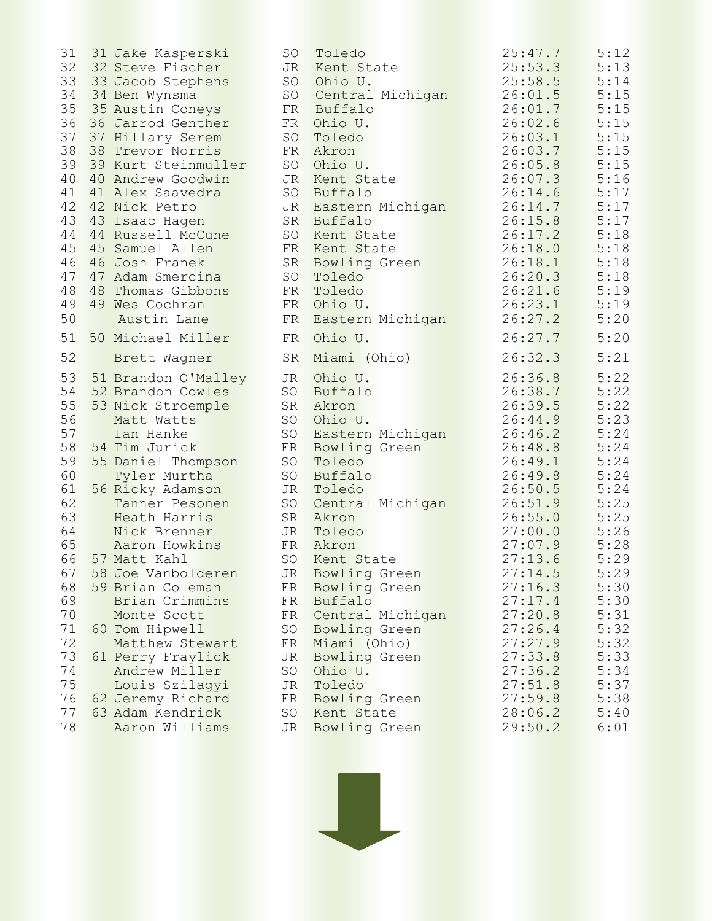| Place | Team Place | Name | Year | School | Time | Pace |
|---|---|---|---|---|---|---|
| 31 | 31 | Jake Kasperski | SO | Toledo | 25:47.7 | 5:12 |
| 32 | 32 | Steve Fischer | JR | Kent State | 25:53.3 | 5:13 |
| 33 | 33 | Jacob Stephens | SO | Ohio U. | 25:58.5 | 5:14 |
| 34 | 34 | Ben Wynsma | SO | Central Michigan | 26:01.5 | 5:15 |
| 35 | 35 | Austin Coneys | FR | Buffalo | 26:01.7 | 5:15 |
| 36 | 36 | Jarrod Genther | FR | Ohio U. | 26:02.6 | 5:15 |
| 37 | 37 | Hillary Serem | SO | Toledo | 26:03.1 | 5:15 |
| 38 | 38 | Trevor Norris | FR | Akron | 26:03.7 | 5:15 |
| 39 | 39 | Kurt Steinmuller | SO | Ohio U. | 26:05.8 | 5:15 |
| 40 | 40 | Andrew Goodwin | JR | Kent State | 26:07.3 | 5:16 |
| 41 | 41 | Alex Saavedra | SO | Buffalo | 26:14.6 | 5:17 |
| 42 | 42 | Nick Petro | JR | Eastern Michigan | 26:14.7 | 5:17 |
| 43 | 43 | Isaac Hagen | SR | Buffalo | 26:15.8 | 5:17 |
| 44 | 44 | Russell McCune | SO | Kent State | 26:17.2 | 5:18 |
| 45 | 45 | Samuel Allen | FR | Kent State | 26:18.0 | 5:18 |
| 46 | 46 | Josh Franek | SR | Bowling Green | 26:18.1 | 5:18 |
| 47 | 47 | Adam Smercina | SO | Toledo | 26:20.3 | 5:18 |
| 48 | 48 | Thomas Gibbons | FR | Toledo | 26:21.6 | 5:19 |
| 49 | 49 | Wes Cochran | FR | Ohio U. | 26:23.1 | 5:19 |
| 50 | | Austin Lane | FR | Eastern Michigan | 26:27.2 | 5:20 |
| 51 | 50 | Michael Miller | FR | Ohio U. | 26:27.7 | 5:20 |
| 52 | | Brett Wagner | SR | Miami (Ohio) | 26:32.3 | 5:21 |
| 53 | 51 | Brandon O'Malley | JR | Ohio U. | 26:36.8 | 5:22 |
| 54 | 52 | Brandon Cowles | SO | Buffalo | 26:38.7 | 5:22 |
| 55 | 53 | Nick Stroemple | SR | Akron | 26:39.5 | 5:22 |
| 56 | | Matt Watts | SO | Ohio U. | 26:44.9 | 5:23 |
| 57 | | Ian Hanke | SO | Eastern Michigan | 26:46.2 | 5:24 |
| 58 | 54 | Tim Jurick | FR | Bowling Green | 26:48.8 | 5:24 |
| 59 | 55 | Daniel Thompson | SO | Toledo | 26:49.1 | 5:24 |
| 60 | | Tyler Murtha | SO | Buffalo | 26:49.8 | 5:24 |
| 61 | 56 | Ricky Adamson | JR | Toledo | 26:50.5 | 5:24 |
| 62 | | Tanner Pesonen | SO | Central Michigan | 26:51.9 | 5:25 |
| 63 | | Heath Harris | SR | Akron | 26:55.0 | 5:25 |
| 64 | | Nick Brenner | JR | Toledo | 27:00.0 | 5:26 |
| 65 | | Aaron Howkins | FR | Akron | 27:07.9 | 5:28 |
| 66 | 57 | Matt Kahl | SO | Kent State | 27:13.6 | 5:29 |
| 67 | 58 | Joe Vanbolderen | JR | Bowling Green | 27:14.5 | 5:29 |
| 68 | 59 | Brian Coleman | FR | Bowling Green | 27:16.3 | 5:30 |
| 69 | | Brian Crimmins | FR | Buffalo | 27:17.4 | 5:30 |
| 70 | | Monte Scott | FR | Central Michigan | 27:20.8 | 5:31 |
| 71 | 60 | Tom Hipwell | SO | Bowling Green | 27:26.4 | 5:32 |
| 72 | | Matthew Stewart | FR | Miami (Ohio) | 27:27.9 | 5:32 |
| 73 | 61 | Perry Fraylick | JR | Bowling Green | 27:33.8 | 5:33 |
| 74 | | Andrew Miller | SO | Ohio U. | 27:36.2 | 5:34 |
| 75 | | Louis Szilagyi | JR | Toledo | 27:51.8 | 5:37 |
| 76 | 62 | Jeremy Richard | FR | Bowling Green | 27:59.8 | 5:38 |
| 77 | 63 | Adam Kendrick | SO | Kent State | 28:06.2 | 5:40 |
| 78 | | Aaron Williams | JR | Bowling Green | 29:50.2 | 6:01 |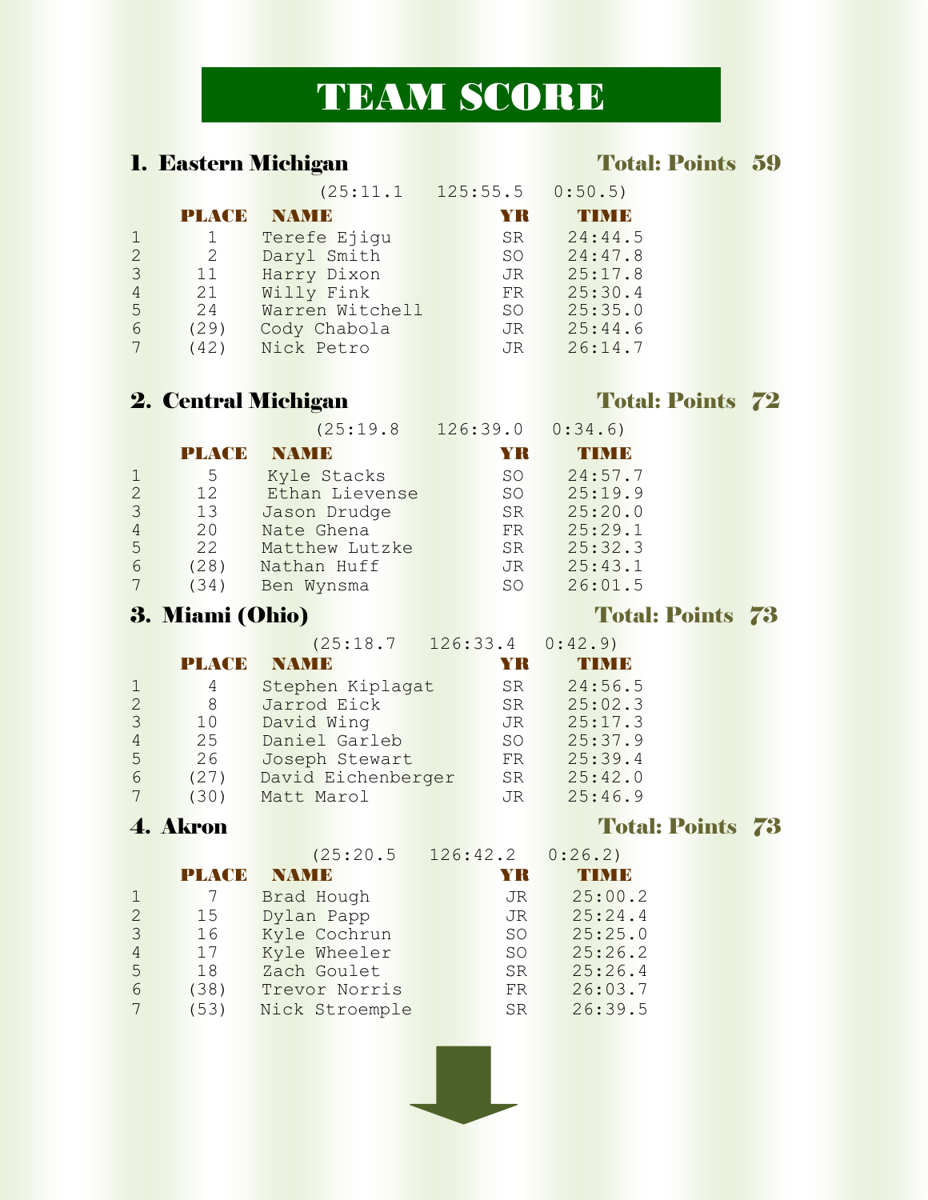# TEAM SCORE

## 1. Eastern Michigan — Total: Points 59

(25:11.1 125:55.5 0:50.5)

| | PLACE | NAME | YR | TIME |
|---|---|---|---|---|
| 1 | 1 | Terefe Ejigu | SR | 24:44.5 |
| 2 | 2 | Daryl Smith | SO | 24:47.8 |
| 3 | 11 | Harry Dixon | JR | 25:17.8 |
| 4 | 21 | Willy Fink | FR | 25:30.4 |
| 5 | 24 | Warren Witchell | SO | 25:35.0 |
| 6 | (29) | Cody Chabola | JR | 25:44.6 |
| 7 | (42) | Nick Petro | JR | 26:14.7 |

## 2. Central Michigan — Total: Points 72

(25:19.8 126:39.0 0:34.6)

| | PLACE | NAME | YR | TIME |
|---|---|---|---|---|
| 1 | 5 | Kyle Stacks | SO | 24:57.7 |
| 2 | 12 | Ethan Lievense | SO | 25:19.9 |
| 3 | 13 | Jason Drudge | SR | 25:20.0 |
| 4 | 20 | Nate Ghena | FR | 25:29.1 |
| 5 | 22 | Matthew Lutzke | SR | 25:32.3 |
| 6 | (28) | Nathan Huff | JR | 25:43.1 |
| 7 | (34) | Ben Wynsma | SO | 26:01.5 |

## 3. Miami (Ohio) — Total: Points 73

(25:18.7 126:33.4 0:42.9)

| | PLACE | NAME | YR | TIME |
|---|---|---|---|---|
| 1 | 4 | Stephen Kiplagat | SR | 24:56.5 |
| 2 | 8 | Jarrod Eick | SR | 25:02.3 |
| 3 | 10 | David Wing | JR | 25:17.3 |
| 4 | 25 | Daniel Garleb | SO | 25:37.9 |
| 5 | 26 | Joseph Stewart | FR | 25:39.4 |
| 6 | (27) | David Eichenberger | SR | 25:42.0 |
| 7 | (30) | Matt Marol | JR | 25:46.9 |

## 4. Akron — Total: Points 73

(25:20.5 126:42.2 0:26.2)

| | PLACE | NAME | YR | TIME |
|---|---|---|---|---|
| 1 | 7 | Brad Hough | JR | 25:00.2 |
| 2 | 15 | Dylan Papp | JR | 25:24.4 |
| 3 | 16 | Kyle Cochrun | SO | 25:25.0 |
| 4 | 17 | Kyle Wheeler | SO | 25:26.2 |
| 5 | 18 | Zach Goulet | SR | 25:26.4 |
| 6 | (38) | Trevor Norris | FR | 26:03.7 |
| 7 | (53) | Nick Stroemple | SR | 26:39.5 |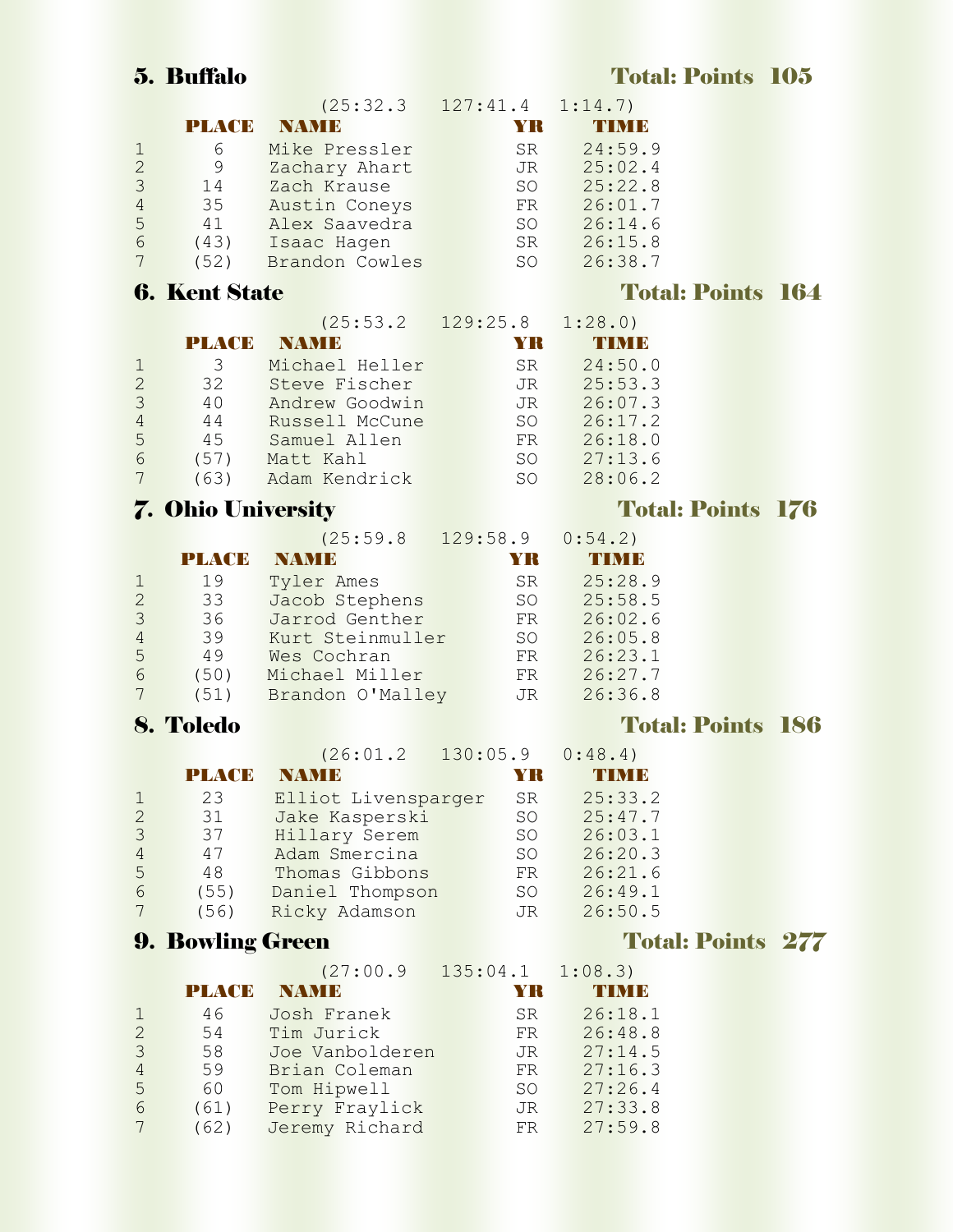## 5. Buffalo

**Total: Points 105**

(25:32.3 127:41.4 1:14.7)

| | PLACE | NAME | YR | TIME |
|---|---|---|---|---|
| 1 | 6 | Mike Pressler | SR | 24:59.9 |
| 2 | 9 | Zachary Ahart | JR | 25:02.4 |
| 3 | 14 | Zach Krause | SO | 25:22.8 |
| 4 | 35 | Austin Coneys | FR | 26:01.7 |
| 5 | 41 | Alex Saavedra | SO | 26:14.6 |
| 6 | (43) | Isaac Hagen | SR | 26:15.8 |
| 7 | (52) | Brandon Cowles | SO | 26:38.7 |

## 6. Kent State

**Total: Points 164**

(25:53.2 129:25.8 1:28.0)

| | PLACE | NAME | YR | TIME |
|---|---|---|---|---|
| 1 | 3 | Michael Heller | SR | 24:50.0 |
| 2 | 32 | Steve Fischer | JR | 25:53.3 |
| 3 | 40 | Andrew Goodwin | JR | 26:07.3 |
| 4 | 44 | Russell McCune | SO | 26:17.2 |
| 5 | 45 | Samuel Allen | FR | 26:18.0 |
| 6 | (57) | Matt Kahl | SO | 27:13.6 |
| 7 | (63) | Adam Kendrick | SO | 28:06.2 |

## 7. Ohio University

**Total: Points 176**

(25:59.8 129:58.9 0:54.2)

| | PLACE | NAME | YR | TIME |
|---|---|---|---|---|
| 1 | 19 | Tyler Ames | SR | 25:28.9 |
| 2 | 33 | Jacob Stephens | SO | 25:58.5 |
| 3 | 36 | Jarrod Genther | FR | 26:02.6 |
| 4 | 39 | Kurt Steinmuller | SO | 26:05.8 |
| 5 | 49 | Wes Cochran | FR | 26:23.1 |
| 6 | (50) | Michael Miller | FR | 26:27.7 |
| 7 | (51) | Brandon O'Malley | JR | 26:36.8 |

## 8. Toledo

**Total: Points 186**

(26:01.2 130:05.9 0:48.4)

| | PLACE | NAME | YR | TIME |
|---|---|---|---|---|
| 1 | 23 | Elliot Livensparger | SR | 25:33.2 |
| 2 | 31 | Jake Kasperski | SO | 25:47.7 |
| 3 | 37 | Hillary Serem | SO | 26:03.1 |
| 4 | 47 | Adam Smercina | SO | 26:20.3 |
| 5 | 48 | Thomas Gibbons | FR | 26:21.6 |
| 6 | (55) | Daniel Thompson | SO | 26:49.1 |
| 7 | (56) | Ricky Adamson | JR | 26:50.5 |

## 9. Bowling Green

**Total: Points 277**

(27:00.9 135:04.1 1:08.3)

| | PLACE | NAME | YR | TIME |
|---|---|---|---|---|
| 1 | 46 | Josh Franek | SR | 26:18.1 |
| 2 | 54 | Tim Jurick | FR | 26:48.8 |
| 3 | 58 | Joe Vanbolderen | JR | 27:14.5 |
| 4 | 59 | Brian Coleman | FR | 27:16.3 |
| 5 | 60 | Tom Hipwell | SO | 27:26.4 |
| 6 | (61) | Perry Fraylick | JR | 27:33.8 |
| 7 | (62) | Jeremy Richard | FR | 27:59.8 |